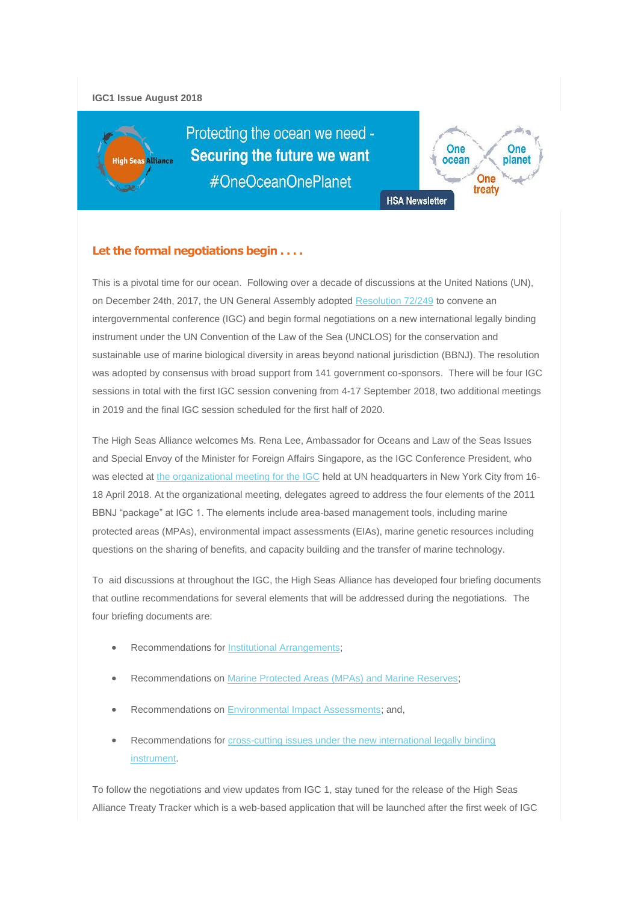IGC1 Issue August 2018

Protecting the ocean we need - **Securing the future we want**
#OneOceanOnePlanet

One ocean One planet One treaty

HSA Newsletter

## Let the formal negotiations begin . . . .

This is a pivotal time for our ocean. Following over a decade of discussions at the United Nations (UN), on December 24th, 2017, the UN General Assembly adopted Resolution 72/249 to convene an intergovernmental conference (IGC) and begin formal negotiations on a new international legally binding instrument under the UN Convention of the Law of the Sea (UNCLOS) for the conservation and sustainable use of marine biological diversity in areas beyond national jurisdiction (BBNJ). The resolution was adopted by consensus with broad support from 141 government co-sponsors. There will be four IGC sessions in total with the first IGC session convening from 4-17 September 2018, two additional meetings in 2019 and the final IGC session scheduled for the first half of 2020.

The High Seas Alliance welcomes Ms. Rena Lee, Ambassador for Oceans and Law of the Seas Issues and Special Envoy of the Minister for Foreign Affairs Singapore, as the IGC Conference President, who was elected at the organizational meeting for the IGC held at UN headquarters in New York City from 16-18 April 2018. At the organizational meeting, delegates agreed to address the four elements of the 2011 BBNJ "package" at IGC 1. The elements include area-based management tools, including marine protected areas (MPAs), environmental impact assessments (EIAs), marine genetic resources including questions on the sharing of benefits, and capacity building and the transfer of marine technology.

To aid discussions at throughout the IGC, the High Seas Alliance has developed four briefing documents that outline recommendations for several elements that will be addressed during the negotiations. The four briefing documents are:

- Recommendations for Institutional Arrangements;
- Recommendations on Marine Protected Areas (MPAs) and Marine Reserves;
- Recommendations on Environmental Impact Assessments; and,
- Recommendations for cross-cutting issues under the new international legally binding instrument.

To follow the negotiations and view updates from IGC 1, stay tuned for the release of the High Seas Alliance Treaty Tracker which is a web-based application that will be launched after the first week of IGC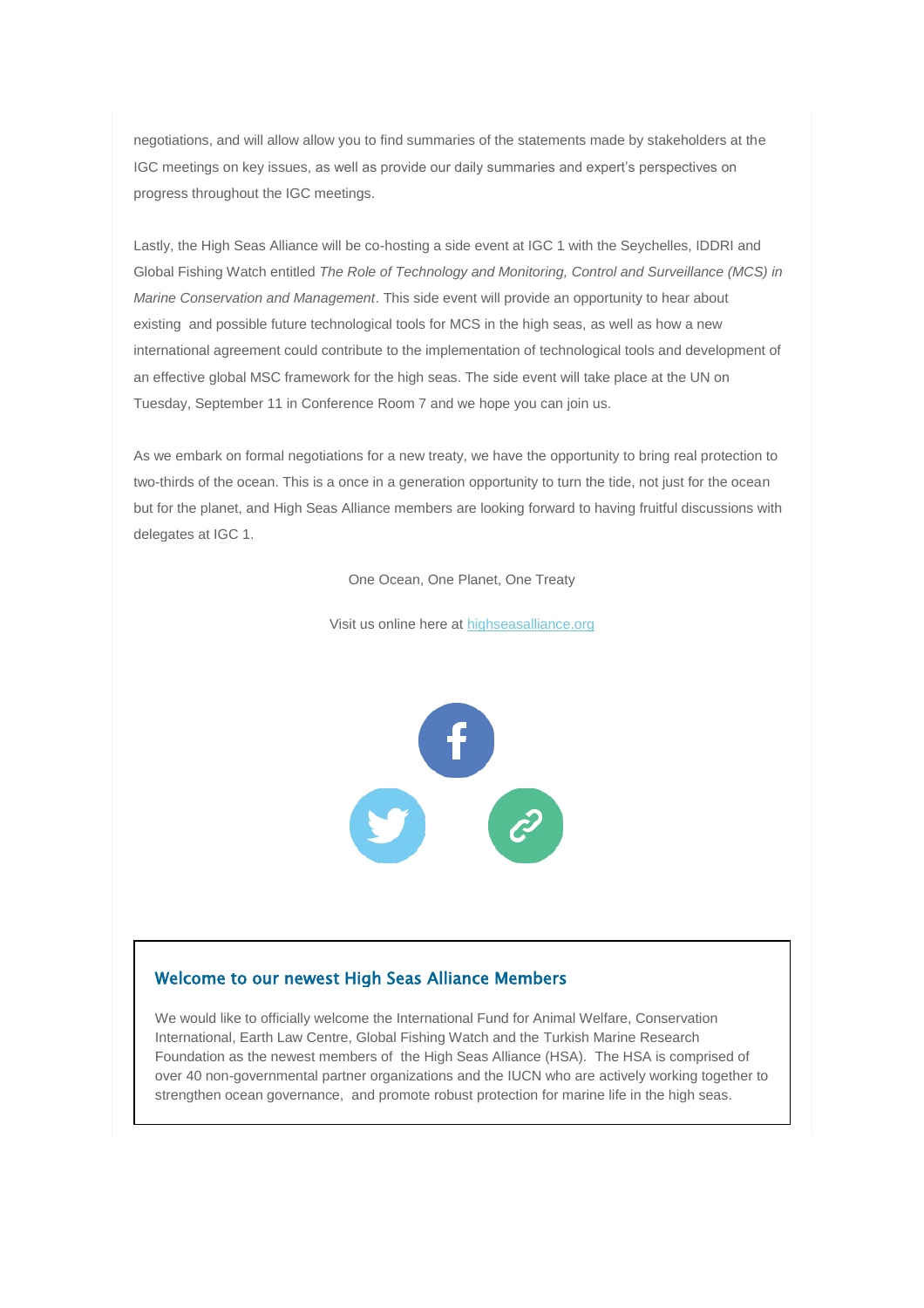negotiations, and will allow allow you to find summaries of the statements made by stakeholders at the IGC meetings on key issues, as well as provide our daily summaries and expert's perspectives on progress throughout the IGC meetings.

Lastly, the High Seas Alliance will be co-hosting a side event at IGC 1 with the Seychelles, IDDRI and Global Fishing Watch entitled *The Role of Technology and Monitoring, Control and Surveillance (MCS) in Marine Conservation and Management*. This side event will provide an opportunity to hear about existing and possible future technological tools for MCS in the high seas, as well as how a new international agreement could contribute to the implementation of technological tools and development of an effective global MSC framework for the high seas. The side event will take place at the UN on Tuesday, September 11 in Conference Room 7 and we hope you can join us.

As we embark on formal negotiations for a new treaty, we have the opportunity to bring real protection to two-thirds of the ocean. This is a once in a generation opportunity to turn the tide, not just for the ocean but for the planet, and High Seas Alliance members are looking forward to having fruitful discussions with delegates at IGC 1.

One Ocean, One Planet, One Treaty

Visit us online here at [highseasalliance.org](highseasalliance.org)

## Welcome to our newest High Seas Alliance Members

We would like to officially welcome the International Fund for Animal Welfare, Conservation International, Earth Law Centre, Global Fishing Watch and the Turkish Marine Research Foundation as the newest members of the High Seas Alliance (HSA). The HSA is comprised of over 40 non-governmental partner organizations and the IUCN who are actively working together to strengthen ocean governance, and promote robust protection for marine life in the high seas.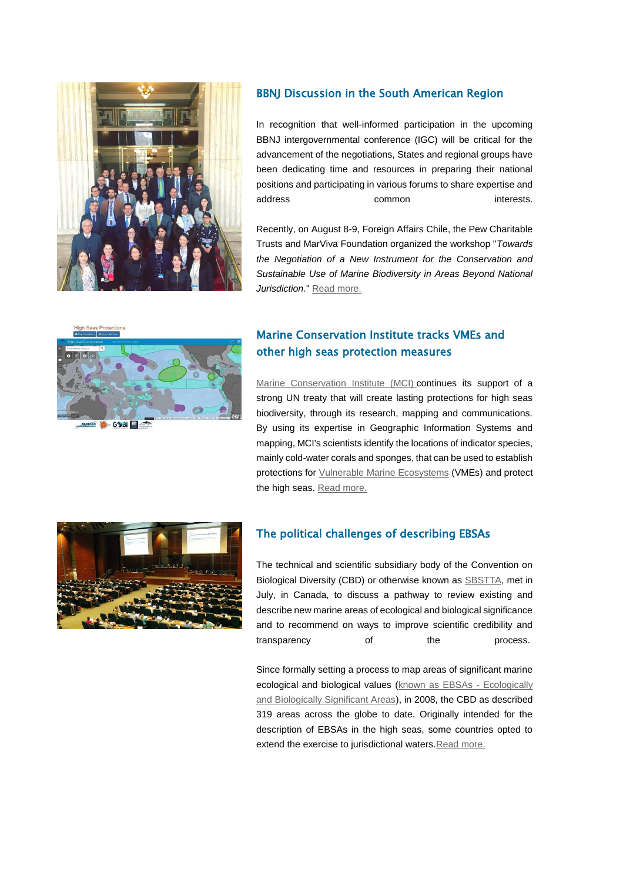## BBNJ Discussion in the South American Region

In recognition that well-informed participation in the upcoming BBNJ intergovernmental conference (IGC) will be critical for the advancement of the negotiations, States and regional groups have been dedicating time and resources in preparing their national positions and participating in various forums to share expertise and address common interests.

Recently, on August 8-9, Foreign Affairs Chile, the Pew Charitable Trusts and MarViva Foundation organized the workshop "*Towards the Negotiation of a New Instrument for the Conservation and Sustainable Use of Marine Biodiversity in Areas Beyond National Jurisdiction.*" Read more.

## Marine Conservation Institute tracks VMEs and other high seas protection measures

Marine Conservation Institute (MCI) continues its support of a strong UN treaty that will create lasting protections for high seas biodiversity, through its research, mapping and communications. By using its expertise in Geographic Information Systems and mapping, MCI's scientists identify the locations of indicator species, mainly cold-water corals and sponges, that can be used to establish protections for Vulnerable Marine Ecosystems (VMEs) and protect the high seas. Read more.

## The political challenges of describing EBSAs

The technical and scientific subsidiary body of the Convention on Biological Diversity (CBD) or otherwise known as SBSTTA, met in July, in Canada, to discuss a pathway to review existing and describe new marine areas of ecological and biological significance and to recommend on ways to improve scientific credibility and transparency of the process.

Since formally setting a process to map areas of significant marine ecological and biological values (known as EBSAs - Ecologically and Biologically Significant Areas), in 2008, the CBD as described 319 areas across the globe to date. Originally intended for the description of EBSAs in the high seas, some countries opted to extend the exercise to jurisdictional waters. Read more.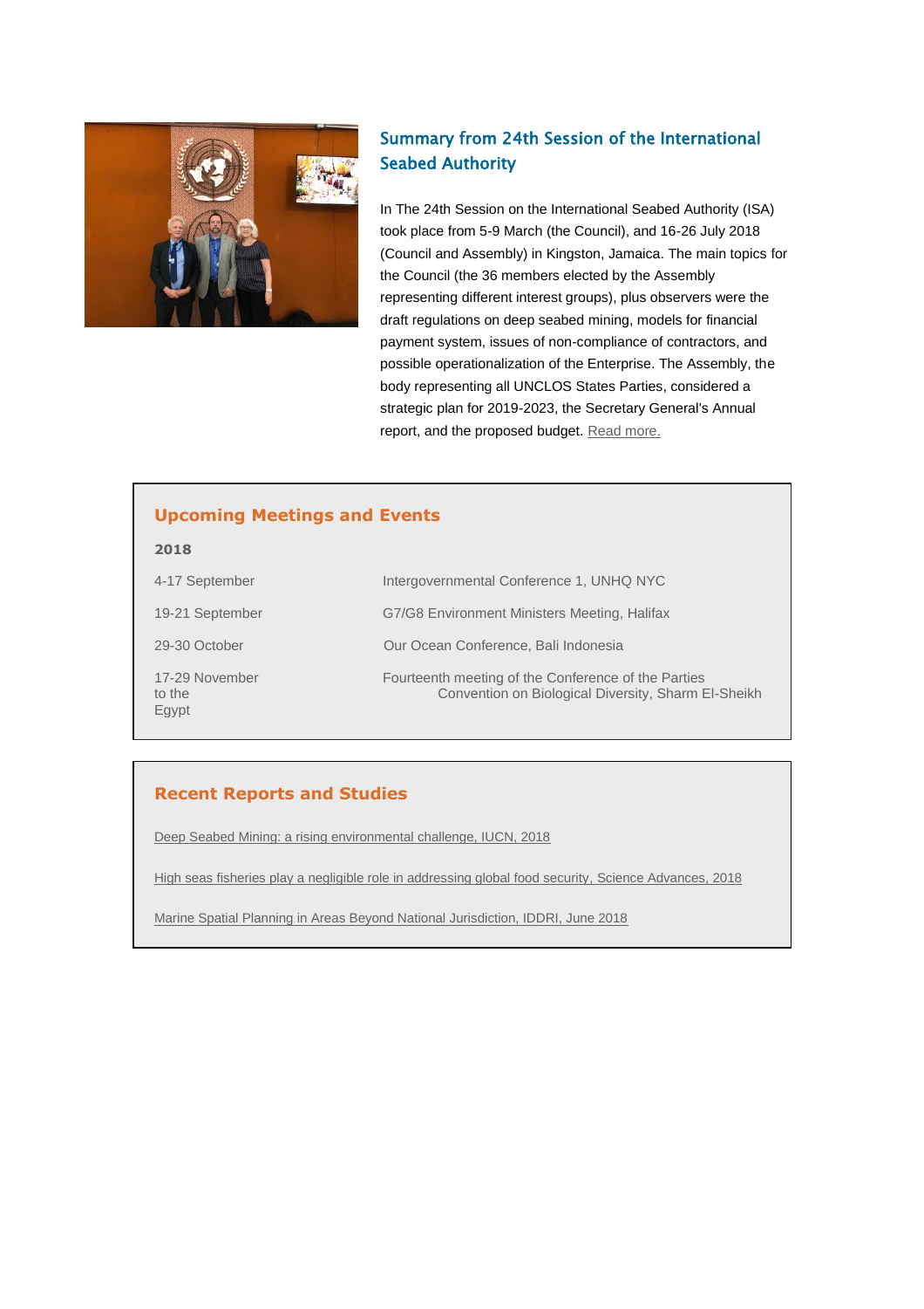## Summary from 24th Session of the International Seabed Authority

In The 24th Session on the International Seabed Authority (ISA) took place from 5-9 March (the Council), and 16-26 July 2018 (Council and Assembly) in Kingston, Jamaica. The main topics for the Council (the 36 members elected by the Assembly representing different interest groups), plus observers were the draft regulations on deep seabed mining, models for financial payment system, issues of non-compliance of contractors, and possible operationalization of the Enterprise. The Assembly, the body representing all UNCLOS States Parties, considered a strategic plan for 2019-2023, the Secretary General's Annual report, and the proposed budget. Read more.

## Upcoming Meetings and Events

**2018**

| | |
|---|---|
| 4-17 September | Intergovernmental Conference 1, UNHQ NYC |
| 19-21 September | G7/G8 Environment Ministers Meeting, Halifax |
| 29-30 October | Our Ocean Conference, Bali Indonesia |
| 17-29 November | Fourteenth meeting of the Conference of the Parties to the Convention on Biological Diversity, Sharm El-Sheikh Egypt |

## Recent Reports and Studies

Deep Seabed Mining: a rising environmental challenge, IUCN, 2018

High seas fisheries play a negligible role in addressing global food security, Science Advances, 2018

Marine Spatial Planning in Areas Beyond National Jurisdiction, IDDRI, June 2018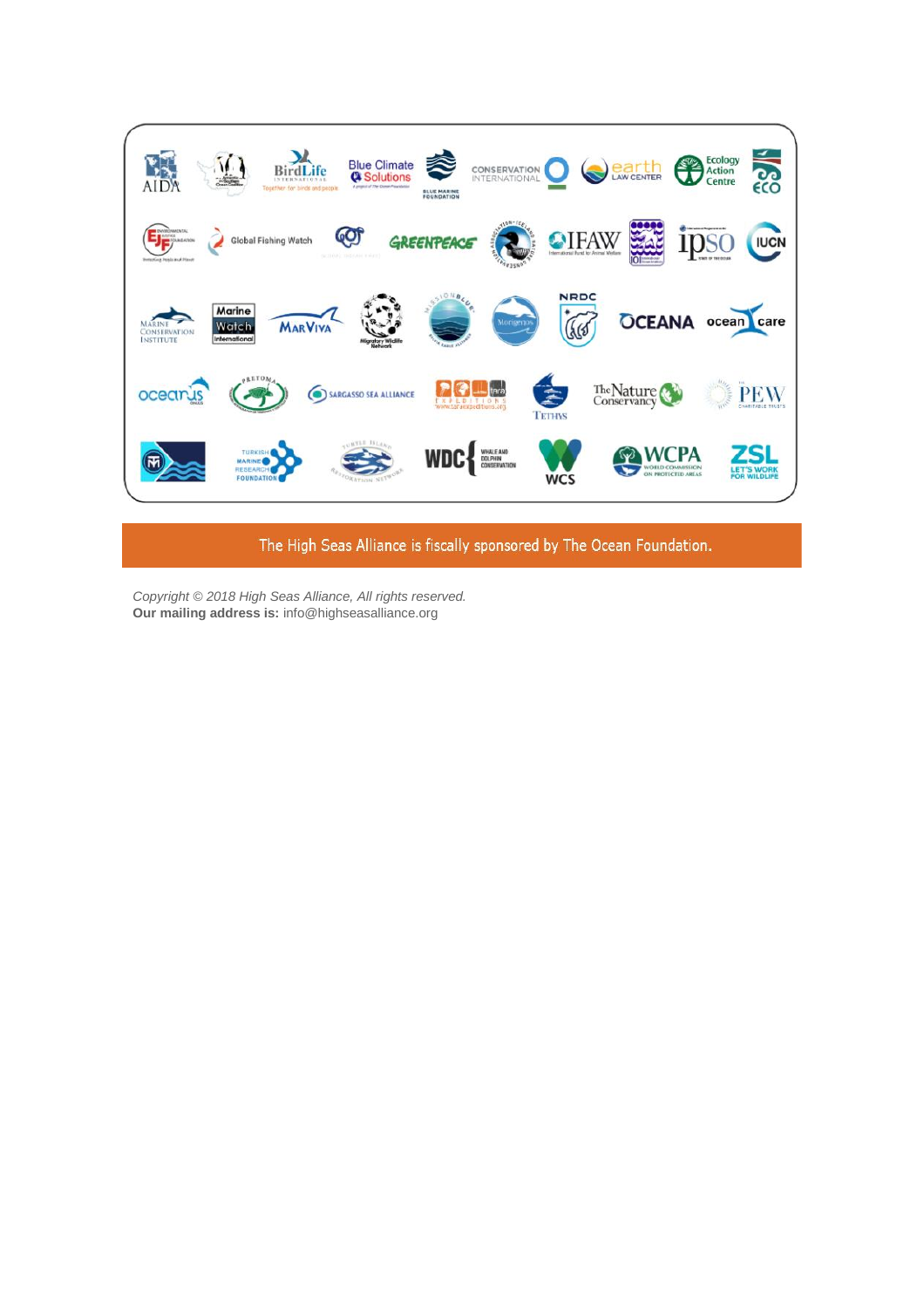The High Seas Alliance is fiscally sponsored by The Ocean Foundation.

*Copyright © 2018 High Seas Alliance, All rights reserved.*
**Our mailing address is:** info@highseasalliance.org